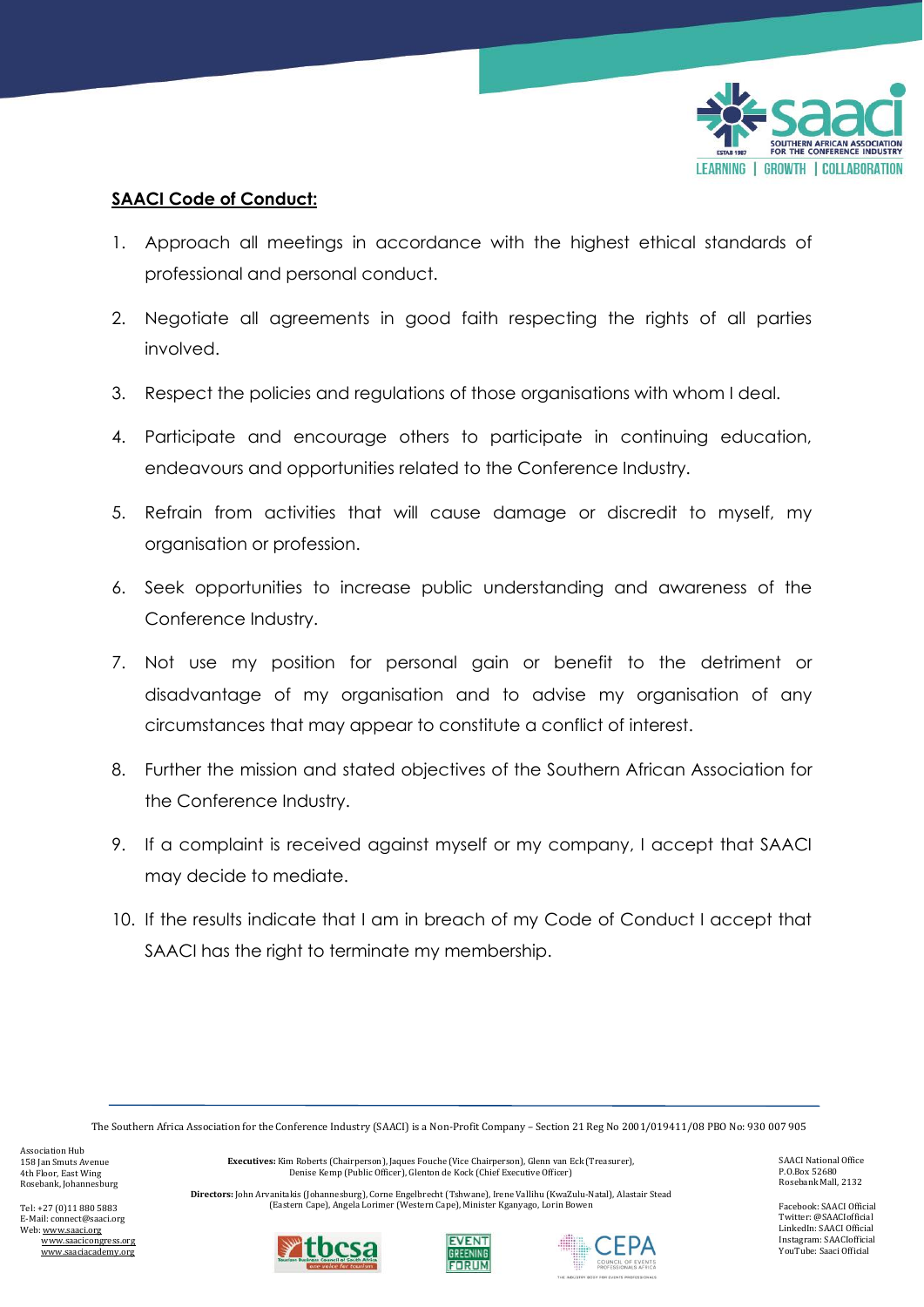**SAACI Code of Conduct:**

1. Approach all meetings in accordance with the highest ethical standards of professional and personal conduct.
2. Negotiate all agreements in good faith respecting the rights of all parties involved.
3. Respect the policies and regulations of those organisations with whom I deal.
4. Participate and encourage others to participate in continuing education, endeavours and opportunities related to the Conference Industry.
5. Refrain from activities that will cause damage or discredit to myself, my organisation or profession.
6. Seek opportunities to increase public understanding and awareness of the Conference Industry.
7. Not use my position for personal gain or benefit to the detriment or disadvantage of my organisation and to advise my organisation of any circumstances that may appear to constitute a conflict of interest.
8. Further the mission and stated objectives of the Southern African Association for the Conference Industry.
9. If a complaint is received against myself or my company, I accept that SAACI may decide to mediate.
10. If the results indicate that I am in breach of my Code of Conduct I accept that SAACI has the right to terminate my membership.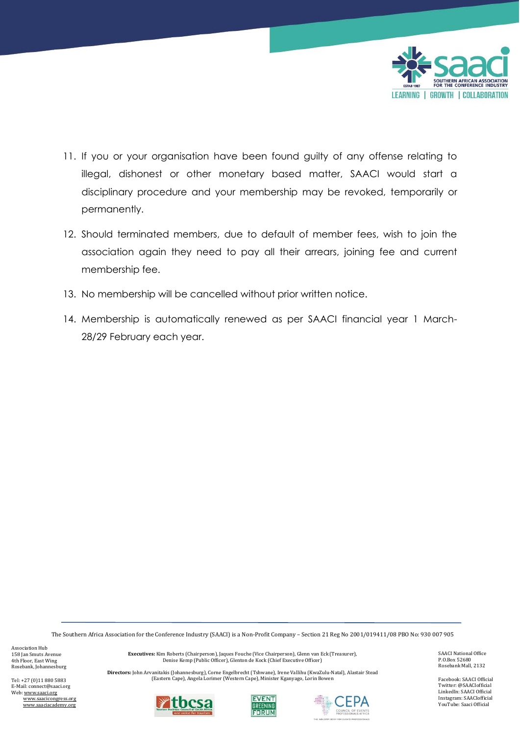11. If you or your organisation have been found guilty of any offense relating to illegal, dishonest or other monetary based matter, SAACI would start a disciplinary procedure and your membership may be revoked, temporarily or permanently.
12. Should terminated members, due to default of member fees, wish to join the association again they need to pay all their arrears, joining fee and current membership fee.
13. No membership will be cancelled without prior written notice.
14. Membership is automatically renewed as per SAACI financial year 1 March-28/29 February each year.